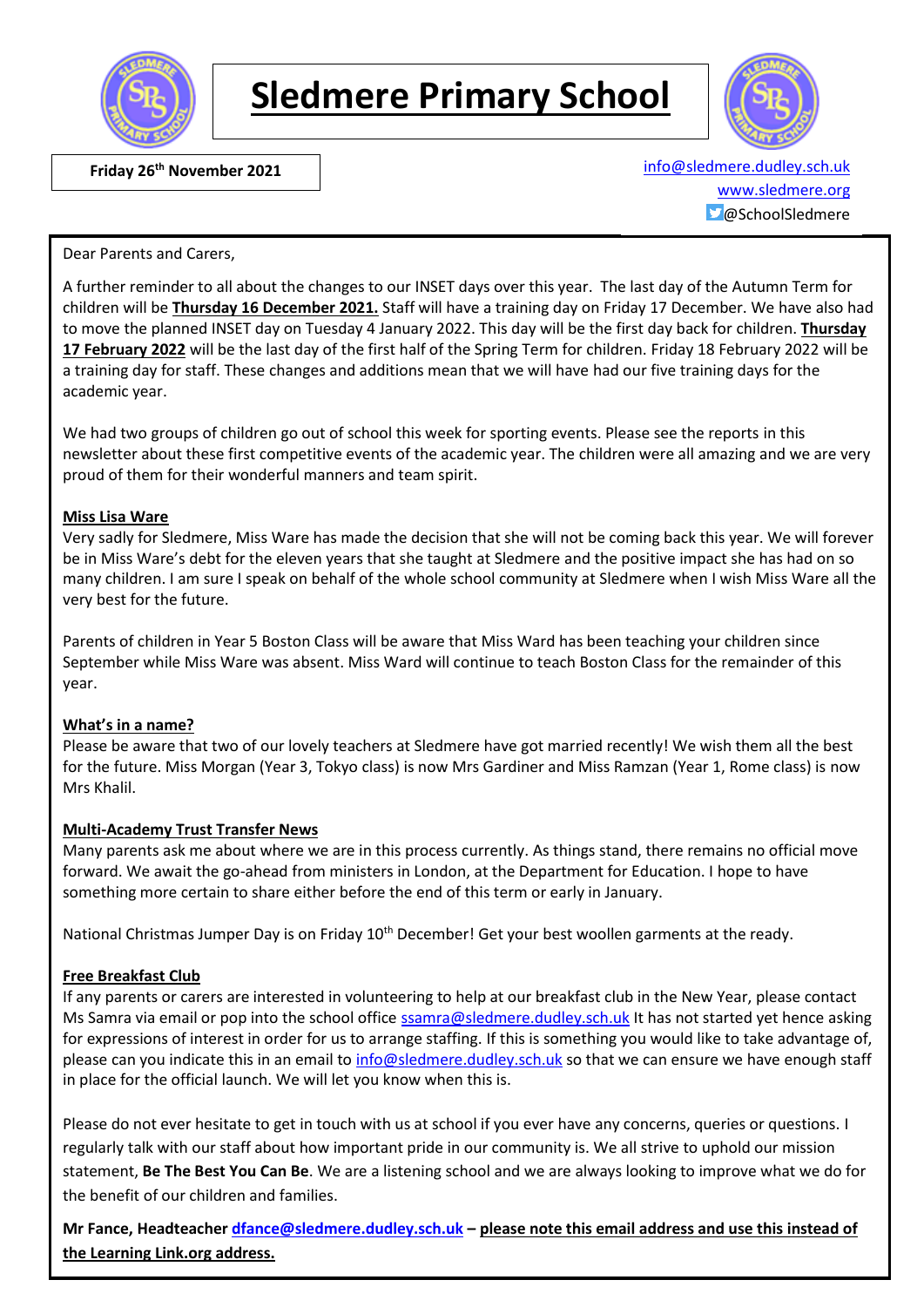# Sledmere Primary School

**Friday 26th November 2021**

info@sledmere.dudley.sch.uk
www.sledmere.org
@SchoolSledmere

Dear Parents and Carers,

A further reminder to all about the changes to our INSET days over this year. The last day of the Autumn Term for children will be **Thursday 16 December 2021.** Staff will have a training day on Friday 17 December. We have also had to move the planned INSET day on Tuesday 4 January 2022. This day will be the first day back for children. **Thursday 17 February 2022** will be the last day of the first half of the Spring Term for children. Friday 18 February 2022 will be a training day for staff. These changes and additions mean that we will have had our five training days for the academic year.

We had two groups of children go out of school this week for sporting events. Please see the reports in this newsletter about these first competitive events of the academic year. The children were all amazing and we are very proud of them for their wonderful manners and team spirit.

**Miss Lisa Ware**

Very sadly for Sledmere, Miss Ware has made the decision that she will not be coming back this year. We will forever be in Miss Ware's debt for the eleven years that she taught at Sledmere and the positive impact she has had on so many children. I am sure I speak on behalf of the whole school community at Sledmere when I wish Miss Ware all the very best for the future.

Parents of children in Year 5 Boston Class will be aware that Miss Ward has been teaching your children since September while Miss Ware was absent. Miss Ward will continue to teach Boston Class for the remainder of this year.

**What's in a name?**

Please be aware that two of our lovely teachers at Sledmere have got married recently! We wish them all the best for the future. Miss Morgan (Year 3, Tokyo class) is now Mrs Gardiner and Miss Ramzan (Year 1, Rome class) is now Mrs Khalil.

**Multi-Academy Trust Transfer News**

Many parents ask me about where we are in this process currently. As things stand, there remains no official move forward. We await the go-ahead from ministers in London, at the Department for Education. I hope to have something more certain to share either before the end of this term or early in January.

National Christmas Jumper Day is on Friday 10th December! Get your best woollen garments at the ready.

**Free Breakfast Club**

If any parents or carers are interested in volunteering to help at our breakfast club in the New Year, please contact Ms Samra via email or pop into the school office ssamra@sledmere.dudley.sch.uk It has not started yet hence asking for expressions of interest in order for us to arrange staffing. If this is something you would like to take advantage of, please can you indicate this in an email to info@sledmere.dudley.sch.uk so that we can ensure we have enough staff in place for the official launch. We will let you know when this is.

Please do not ever hesitate to get in touch with us at school if you ever have any concerns, queries or questions. I regularly talk with our staff about how important pride in our community is. We all strive to uphold our mission statement, **Be The Best You Can Be**. We are a listening school and we are always looking to improve what we do for the benefit of our children and families.

**Mr Fance, Headteacher dfance@sledmere.dudley.sch.uk – please note this email address and use this instead of the Learning Link.org address.**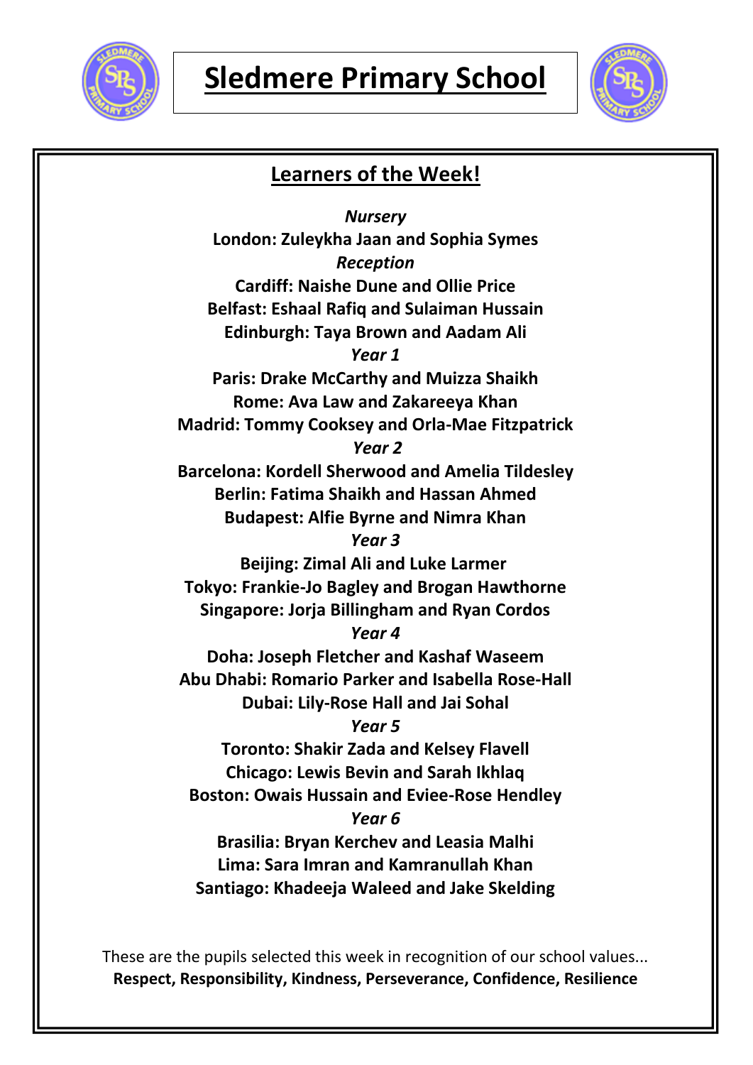# Sledmere Primary School

## Learners of the Week!

*Nursery*

**London: Zuleykha Jaan and Sophia Symes**

*Reception*

**Cardiff: Naishe Dune and Ollie Price**

**Belfast: Eshaal Rafiq and Sulaiman Hussain**

**Edinburgh: Taya Brown and Aadam Ali**

*Year 1*

**Paris: Drake McCarthy and Muizza Shaikh**

**Rome: Ava Law and Zakareeya Khan**

**Madrid: Tommy Cooksey and Orla-Mae Fitzpatrick**

*Year 2*

**Barcelona: Kordell Sherwood and Amelia Tildesley**

**Berlin: Fatima Shaikh and Hassan Ahmed**

**Budapest: Alfie Byrne and Nimra Khan**

*Year 3*

**Beijing: Zimal Ali and Luke Larmer**

**Tokyo: Frankie-Jo Bagley and Brogan Hawthorne**

**Singapore: Jorja Billingham and Ryan Cordos**

*Year 4*

**Doha: Joseph Fletcher and Kashaf Waseem**

**Abu Dhabi: Romario Parker and Isabella Rose-Hall**

**Dubai: Lily-Rose Hall and Jai Sohal**

*Year 5*

**Toronto: Shakir Zada and Kelsey Flavell**

**Chicago: Lewis Bevin and Sarah Ikhlaq**

**Boston: Owais Hussain and Eviee-Rose Hendley**

*Year 6*

**Brasilia: Bryan Kerchev and Leasia Malhi**

**Lima: Sara Imran and Kamranullah Khan**

**Santiago: Khadeeja Waleed and Jake Skelding**

These are the pupils selected this week in recognition of our school values...
**Respect, Responsibility, Kindness, Perseverance, Confidence, Resilience**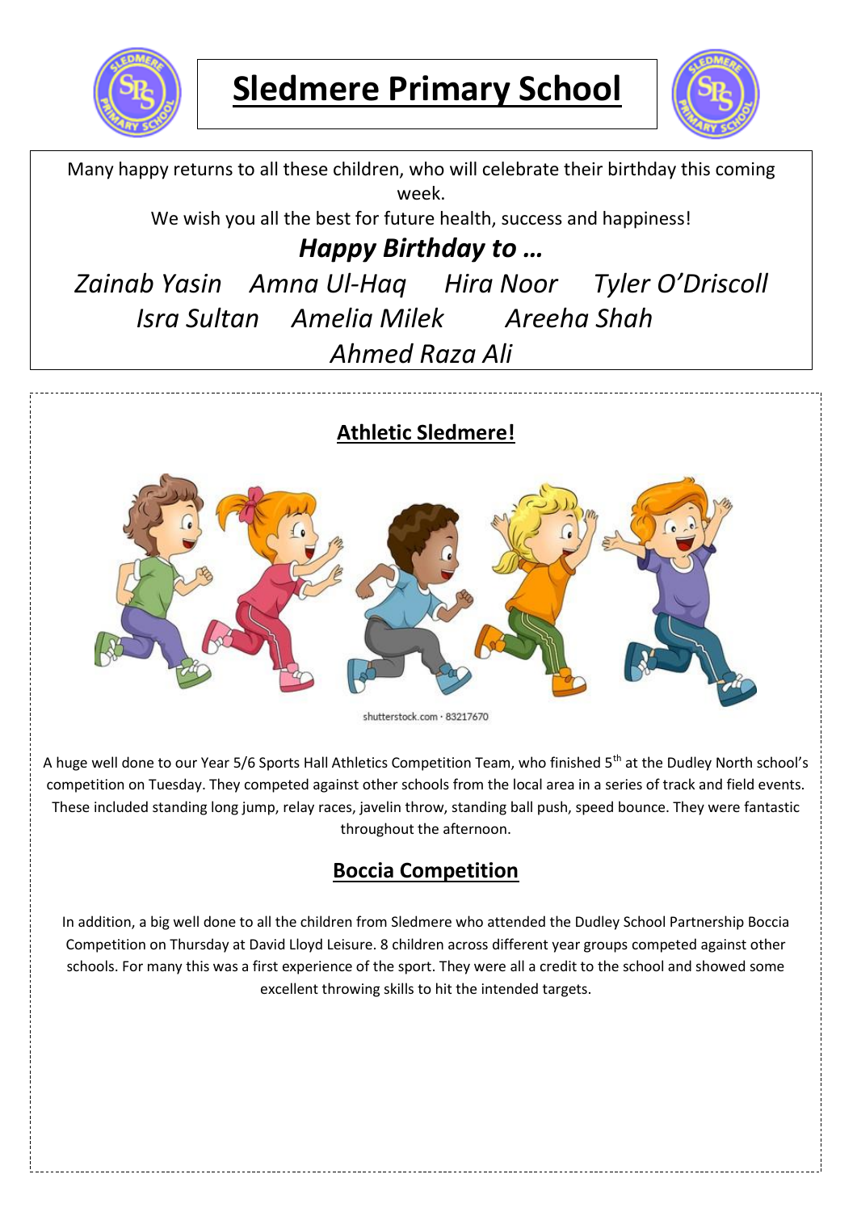# Sledmere Primary School

Many happy returns to all these children, who will celebrate their birthday this coming week.

We wish you all the best for future health, success and happiness!

***Happy Birthday to …***

*Zainab Yasin    Amna Ul-Haq    Hira Noor    Tyler O'Driscoll*

*Isra Sultan    Amelia Milek    Areeha Shah*

*Ahmed Raza Ali*

## Athletic Sledmere!

shutterstock.com · 83217670

A huge well done to our Year 5/6 Sports Hall Athletics Competition Team, who finished 5th at the Dudley North school's competition on Tuesday. They competed against other schools from the local area in a series of track and field events. These included standing long jump, relay races, javelin throw, standing ball push, speed bounce. They were fantastic throughout the afternoon.

## Boccia Competition

In addition, a big well done to all the children from Sledmere who attended the Dudley School Partnership Boccia Competition on Thursday at David Lloyd Leisure. 8 children across different year groups competed against other schools. For many this was a first experience of the sport. They were all a credit to the school and showed some excellent throwing skills to hit the intended targets.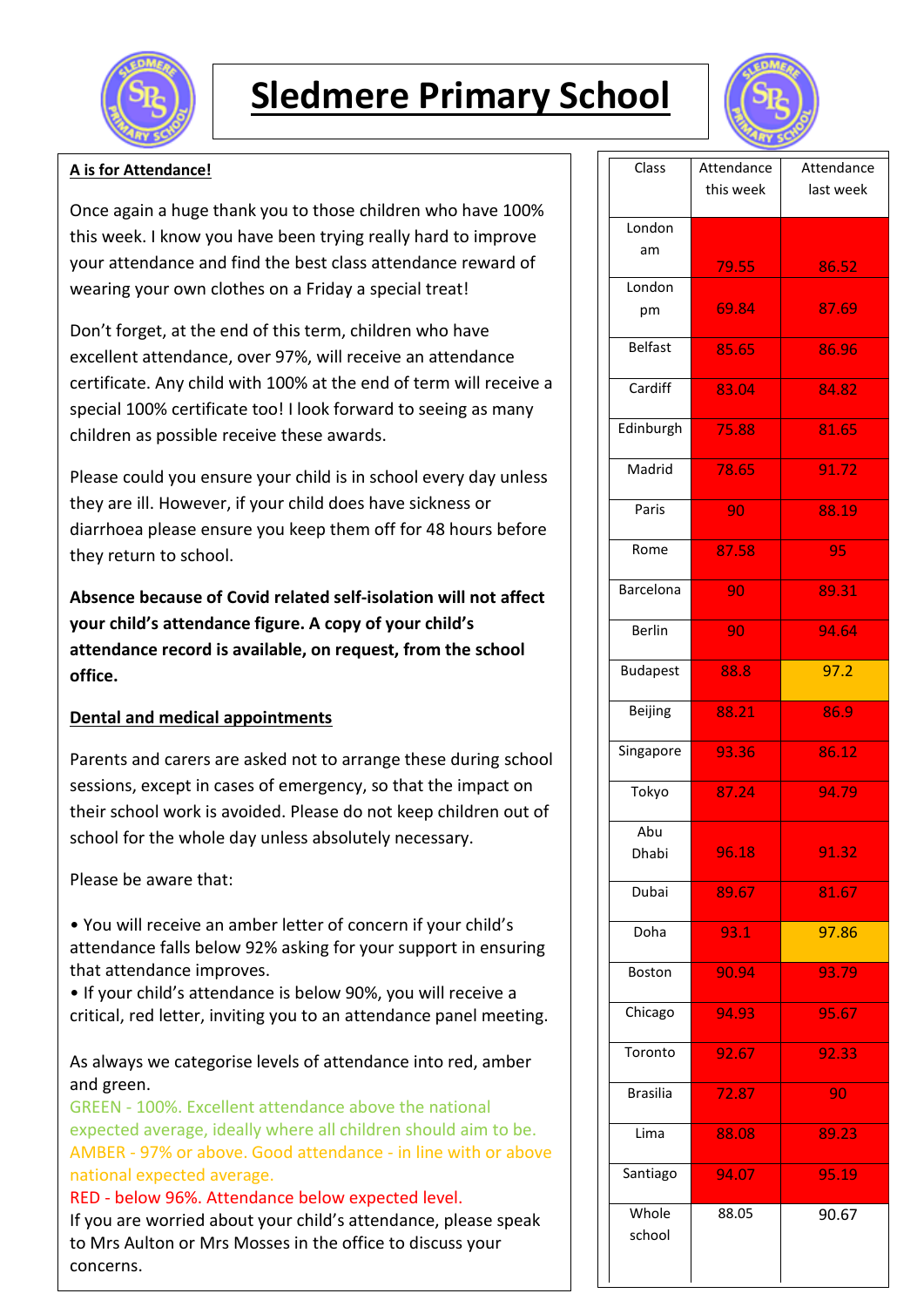# Sledmere Primary School

**A is for Attendance!**

Once again a huge thank you to those children who have 100% this week. I know you have been trying really hard to improve your attendance and find the best class attendance reward of wearing your own clothes on a Friday a special treat!

Don't forget, at the end of this term, children who have excellent attendance, over 97%, will receive an attendance certificate. Any child with 100% at the end of term will receive a special 100% certificate too! I look forward to seeing as many children as possible receive these awards.

Please could you ensure your child is in school every day unless they are ill. However, if your child does have sickness or diarrhoea please ensure you keep them off for 48 hours before they return to school.

**Absence because of Covid related self-isolation will not affect your child's attendance figure. A copy of your child's attendance record is available, on request, from the school office.**

**Dental and medical appointments**

Parents and carers are asked not to arrange these during school sessions, except in cases of emergency, so that the impact on their school work is avoided. Please do not keep children out of school for the whole day unless absolutely necessary.

Please be aware that:

- You will receive an amber letter of concern if your child's attendance falls below 92% asking for your support in ensuring that attendance improves.
- If your child's attendance is below 90%, you will receive a critical, red letter, inviting you to an attendance panel meeting.

As always we categorise levels of attendance into red, amber and green.

GREEN - 100%. Excellent attendance above the national expected average, ideally where all children should aim to be.

AMBER - 97% or above. Good attendance - in line with or above national expected average.

RED - below 96%. Attendance below expected level.

If you are worried about your child's attendance, please speak to Mrs Aulton or Mrs Mosses in the office to discuss your concerns.

| Class | Attendance this week | Attendance last week |
|---|---|---|
| London am | 79.55 | 86.52 |
| London pm | 69.84 | 87.69 |
| Belfast | 85.65 | 86.96 |
| Cardiff | 83.04 | 84.82 |
| Edinburgh | 75.88 | 81.65 |
| Madrid | 78.65 | 91.72 |
| Paris | 90 | 88.19 |
| Rome | 87.58 | 95 |
| Barcelona | 90 | 89.31 |
| Berlin | 90 | 94.64 |
| Budapest | 88.8 | 97.2 |
| Beijing | 88.21 | 86.9 |
| Singapore | 93.36 | 86.12 |
| Tokyo | 87.24 | 94.79 |
| Abu Dhabi | 96.18 | 91.32 |
| Dubai | 89.67 | 81.67 |
| Doha | 93.1 | 97.86 |
| Boston | 90.94 | 93.79 |
| Chicago | 94.93 | 95.67 |
| Toronto | 92.67 | 92.33 |
| Brasilia | 72.87 | 90 |
| Lima | 88.08 | 89.23 |
| Santiago | 94.07 | 95.19 |
| Whole school | 88.05 | 90.67 |